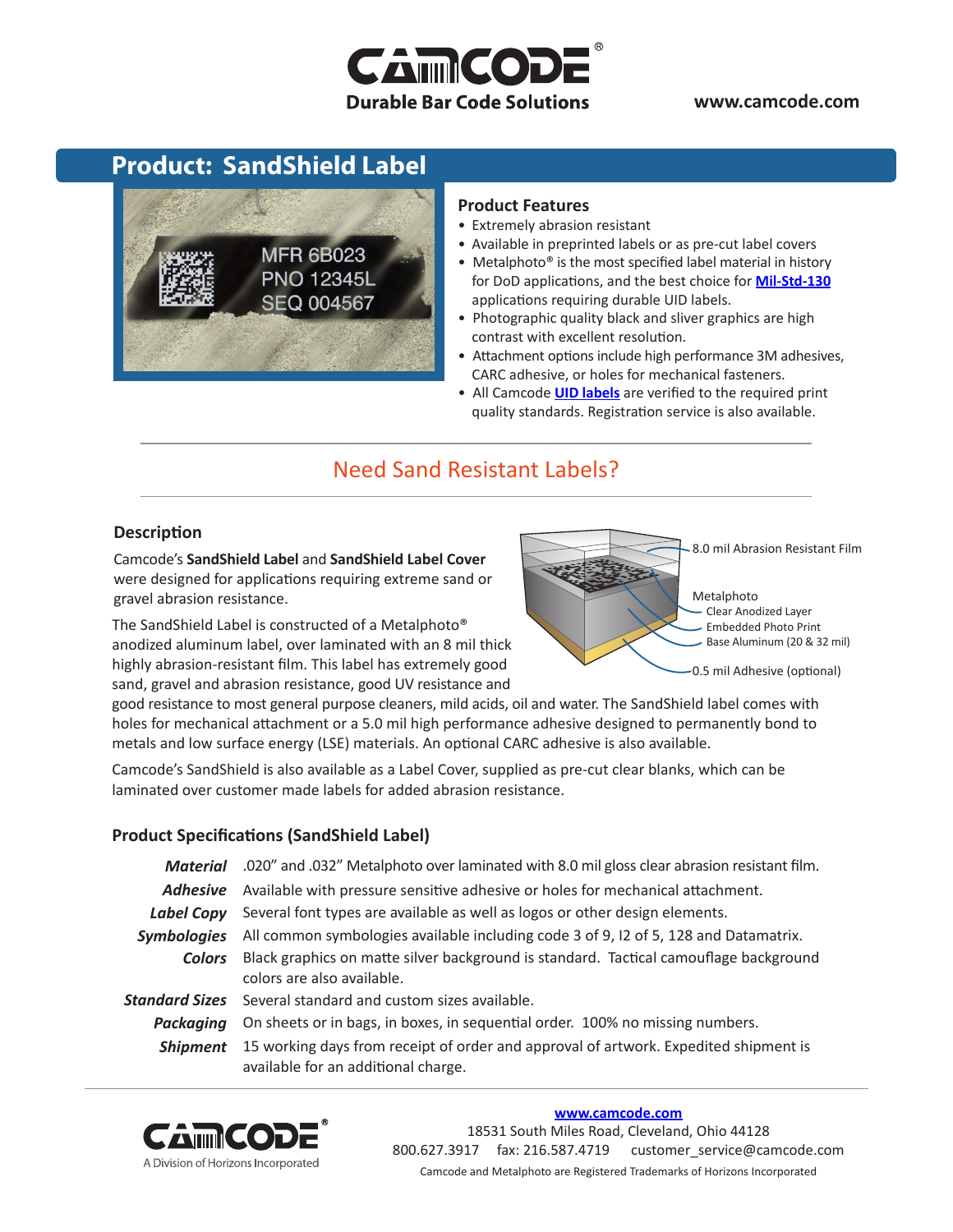# CAMCODE®

**Durable Bar Code Solutions**

www.camcode.com

## Product: SandShield Label

### Product Features

- Extremely abrasion resistant
- Available in preprinted labels or as pre-cut label covers
- Metalphoto® is the most specified label material in history for DoD applications, and the best choice for **Mil-Std-130** applications requiring durable UID labels.
- Photographic quality black and sliver graphics are high contrast with excellent resolution.
- Attachment options include high performance 3M adhesives, CARC adhesive, or holes for mechanical fasteners.
- All Camcode **UID labels** are verified to the required print quality standards. Registration service is also available.

## Need Sand Resistant Labels?

### Description

Camcode's **SandShield Label** and **SandShield Label Cover** were designed for applications requiring extreme sand or gravel abrasion resistance.

The SandShield Label is constructed of a Metalphoto® anodized aluminum label, over laminated with an 8 mil thick highly abrasion-resistant film. This label has extremely good sand, gravel and abrasion resistance, good UV resistance and good resistance to most general purpose cleaners, mild acids, oil and water. The SandShield label comes with holes for mechanical attachment or a 5.0 mil high performance adhesive designed to permanently bond to metals and low surface energy (LSE) materials. An optional CARC adhesive is also available.

8.0 mil Abrasion Resistant Film
Metalphoto
- Clear Anodized Layer
- Embedded Photo Print
- Base Aluminum (20 & 32 mil)

0.5 mil Adhesive (optional)

Camcode's SandShield is also available as a Label Cover, supplied as pre-cut clear blanks, which can be laminated over customer made labels for added abrasion resistance.

### Product Specifications (SandShield Label)

| | |
|---|---|
| ***Material*** | .020" and .032" Metalphoto over laminated with 8.0 mil gloss clear abrasion resistant film. |
| ***Adhesive*** | Available with pressure sensitive adhesive or holes for mechanical attachment. |
| ***Label Copy*** | Several font types are available as well as logos or other design elements. |
| ***Symbologies*** | All common symbologies available including code 3 of 9, I2 of 5, 128 and Datamatrix. |
| ***Colors*** | Black graphics on matte silver background is standard. Tactical camouflage background colors are also available. |
| ***Standard Sizes*** | Several standard and custom sizes available. |
| ***Packaging*** | On sheets or in bags, in boxes, in sequential order. 100% no missing numbers. |
| ***Shipment*** | 15 working days from receipt of order and approval of artwork. Expedited shipment is available for an additional charge. |

CAMCODE® A Division of Horizons Incorporated

**www.camcode.com**
18531 South Miles Road, Cleveland, Ohio 44128
800.627.3917 fax: 216.587.4719 customer_service@camcode.com
Camcode and Metalphoto are Registered Trademarks of Horizons Incorporated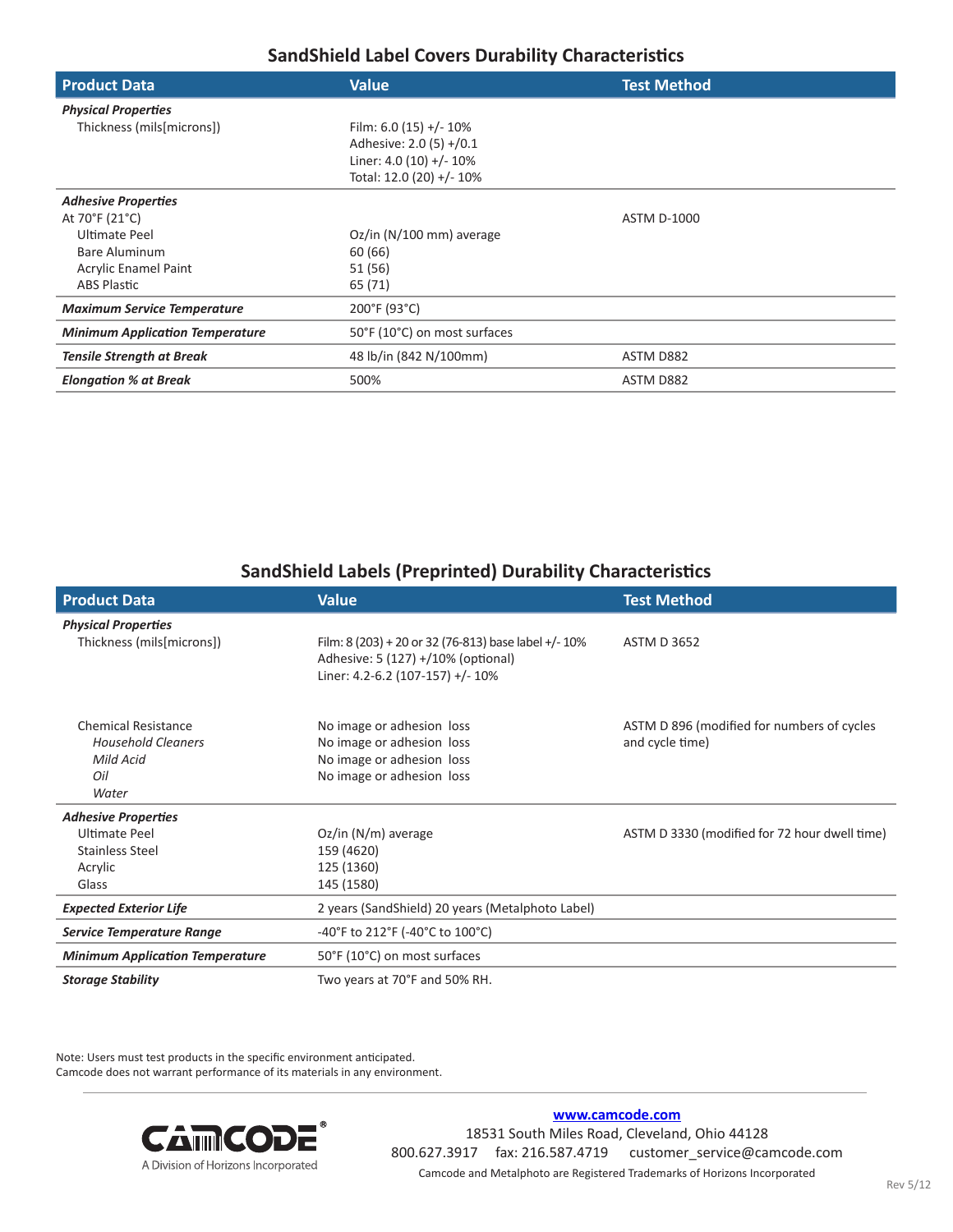## SandShield Label Covers Durability Characteristics

| Product Data | Value | Test Method |
|---|---|---|
| ***Physical Properties*** | | |
| Thickness (mils[microns]) | Film: 6.0 (15) +/- 10%<br>Adhesive: 2.0 (5) +/0.1<br>Liner: 4.0 (10) +/- 10%<br>Total: 12.0 (20) +/- 10% | |
| ***Adhesive Properties*** | | |
| At 70°F (21°C) | | ASTM D-1000 |
| Ultimate Peel | Oz/in (N/100 mm) average | |
| Bare Aluminum | 60 (66) | |
| Acrylic Enamel Paint | 51 (56) | |
| ABS Plastic | 65 (71) | |
| ***Maximum Service Temperature*** | 200°F (93°C) | |
| ***Minimum Application Temperature*** | 50°F (10°C) on most surfaces | |
| ***Tensile Strength at Break*** | 48 lb/in (842 N/100mm) | ASTM D882 |
| ***Elongation % at Break*** | 500% | ASTM D882 |

## SandShield Labels (Preprinted) Durability Characteristics

| Product Data | Value | Test Method |
|---|---|---|
| ***Physical Properties*** | | |
| Thickness (mils[microns]) | Film: 8 (203) + 20 or 32 (76-813) base label +/- 10%<br>Adhesive: 5 (127) +/10% (optional)<br>Liner: 4.2-6.2 (107-157) +/- 10% | ASTM D 3652 |
| Chemical Resistance | | ASTM D 896 (modified for numbers of cycles and cycle time) |
| *Household Cleaners* | No image or adhesion loss | |
| *Mild Acid* | No image or adhesion loss | |
| *Oil* | No image or adhesion loss | |
| *Water* | No image or adhesion loss | |
| ***Adhesive Properties*** | | |
| Ultimate Peel | Oz/in (N/m) average | ASTM D 3330 (modified for 72 hour dwell time) |
| Stainless Steel | 159 (4620) | |
| Acrylic | 125 (1360) | |
| Glass | 145 (1580) | |
| ***Expected Exterior Life*** | 2 years (SandShield) 20 years (Metalphoto Label) | |
| ***Service Temperature Range*** | -40°F to 212°F (-40°C to 100°C) | |
| ***Minimum Application Temperature*** | 50°F (10°C) on most surfaces | |
| ***Storage Stability*** | Two years at 70°F and 50% RH. | |

Note: Users must test products in the specific environment anticipated.
Camcode does not warrant performance of its materials in any environment.

CAMCODE®
A Division of Horizons Incorporated

www.camcode.com
18531 South Miles Road, Cleveland, Ohio 44128
800.627.3917 fax: 216.587.4719 customer_service@camcode.com
Camcode and Metalphoto are Registered Trademarks of Horizons Incorporated

Rev 5/12